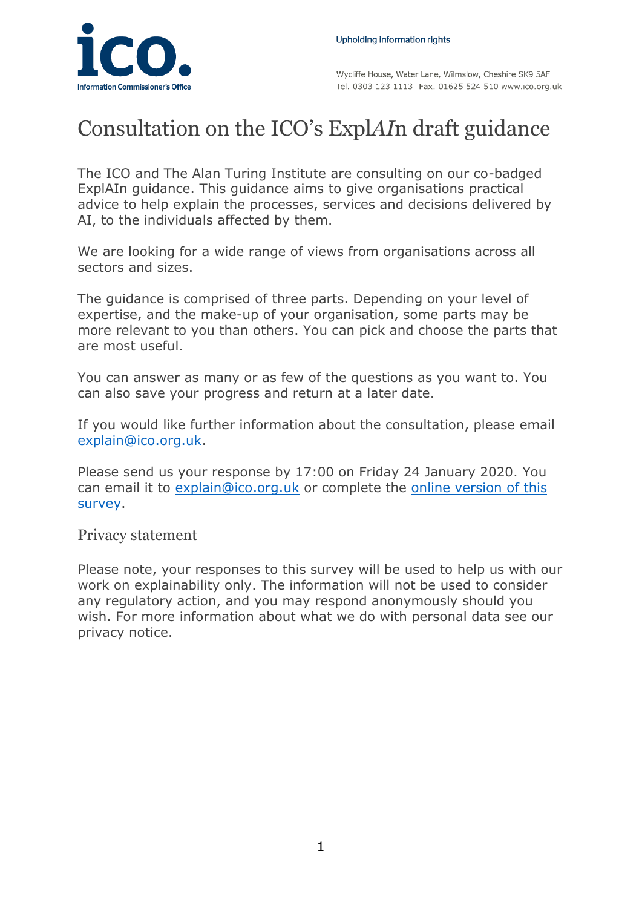Upholding information rights

Wycliffe House, Water Lane, Wilmslow, Cheshire SK9 5AF
Tel. 0303 123 1113 Fax. 01625 524 510 www.ico.org.uk

# Consultation on the ICO's Expl*AI*n draft guidance

The ICO and The Alan Turing Institute are consulting on our co-badged ExplAIn guidance. This guidance aims to give organisations practical advice to help explain the processes, services and decisions delivered by AI, to the individuals affected by them.

We are looking for a wide range of views from organisations across all sectors and sizes.

The guidance is comprised of three parts. Depending on your level of expertise, and the make-up of your organisation, some parts may be more relevant to you than others. You can pick and choose the parts that are most useful.

You can answer as many or as few of the questions as you want to. You can also save your progress and return at a later date.

If you would like further information about the consultation, please email explain@ico.org.uk.

Please send us your response by 17:00 on Friday 24 January 2020. You can email it to explain@ico.org.uk or complete the online version of this survey.

## Privacy statement

Please note, your responses to this survey will be used to help us with our work on explainability only. The information will not be used to consider any regulatory action, and you may respond anonymously should you wish. For more information about what we do with personal data see our privacy notice.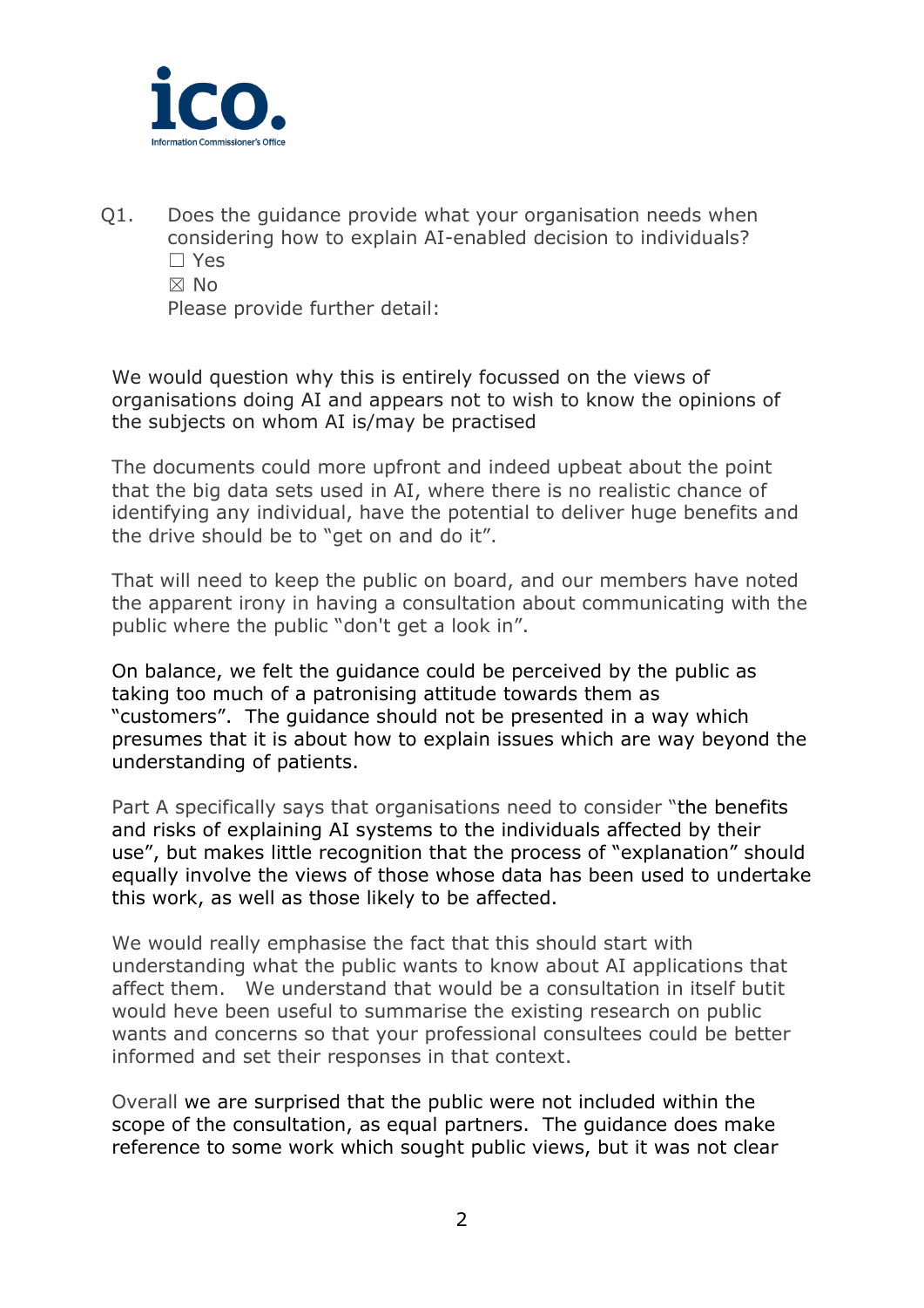Q1. Does the guidance provide what your organisation needs when considering how to explain AI-enabled decision to individuals?

☐ Yes

☒ No

Please provide further detail:

We would question why this is entirely focussed on the views of organisations doing AI and appears not to wish to know the opinions of the subjects on whom AI is/may be practised

The documents could more upfront and indeed upbeat about the point that the big data sets used in AI, where there is no realistic chance of identifying any individual, have the potential to deliver huge benefits and the drive should be to "get on and do it".

That will need to keep the public on board, and our members have noted the apparent irony in having a consultation about communicating with the public where the public "don't get a look in".

On balance, we felt the guidance could be perceived by the public as taking too much of a patronising attitude towards them as "customers". The guidance should not be presented in a way which presumes that it is about how to explain issues which are way beyond the understanding of patients.

Part A specifically says that organisations need to consider "the benefits and risks of explaining AI systems to the individuals affected by their use", but makes little recognition that the process of "explanation" should equally involve the views of those whose data has been used to undertake this work, as well as those likely to be affected.

We would really emphasise the fact that this should start with understanding what the public wants to know about AI applications that affect them. We understand that would be a consultation in itself butit would heve been useful to summarise the existing research on public wants and concerns so that your professional consultees could be better informed and set their responses in that context.

Overall we are surprised that the public were not included within the scope of the consultation, as equal partners. The guidance does make reference to some work which sought public views, but it was not clear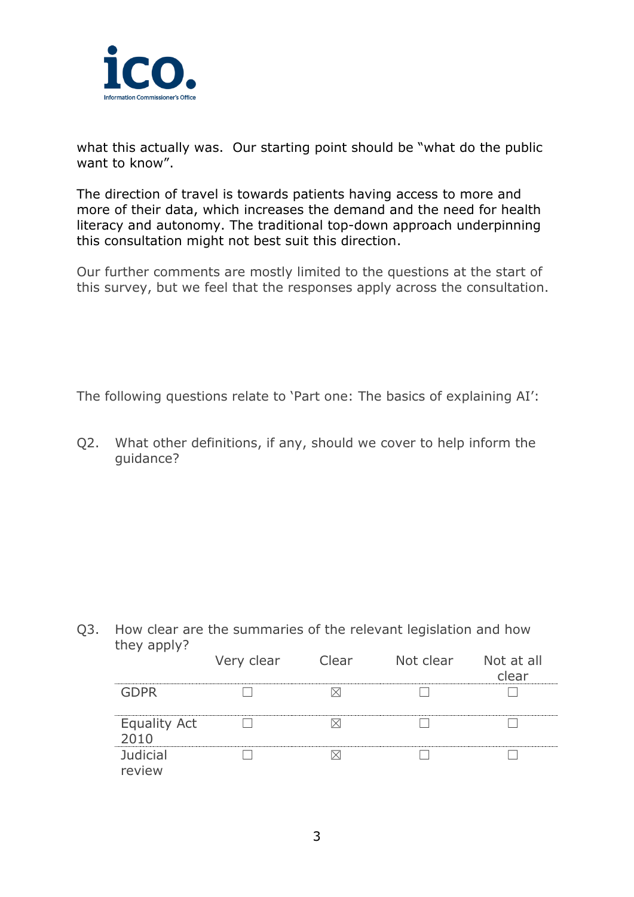what this actually was. Our starting point should be "what do the public want to know".

The direction of travel is towards patients having access to more and more of their data, which increases the demand and the need for health literacy and autonomy. The traditional top-down approach underpinning this consultation might not best suit this direction.

Our further comments are mostly limited to the questions at the start of this survey, but we feel that the responses apply across the consultation.

The following questions relate to 'Part one: The basics of explaining AI':

Q2. What other definitions, if any, should we cover to help inform the guidance?

Q3. How clear are the summaries of the relevant legislation and how they apply?

| | Very clear | Clear | Not clear | Not at all clear |
|---|---|---|---|---|
| GDPR | ☐ | ☒ | ☐ | ☐ |
| Equality Act 2010 | ☐ | ☒ | ☐ | ☐ |
| Judicial review | ☐ | ☒ | ☐ | ☐ |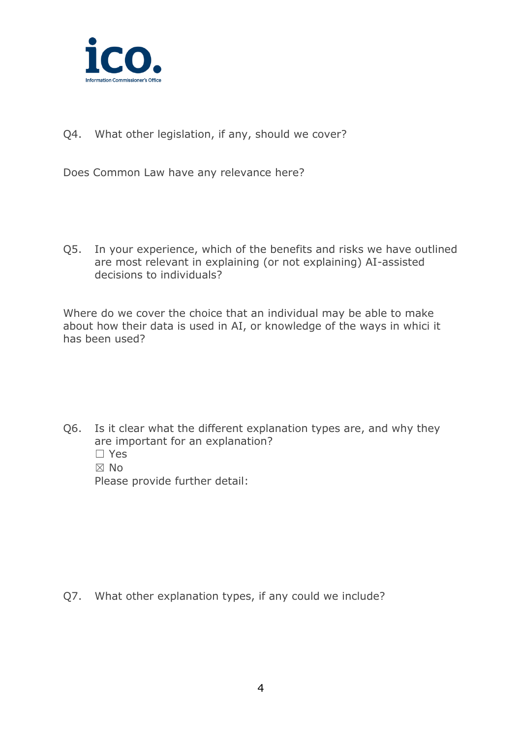Q4. What other legislation, if any, should we cover?

Does Common Law have any relevance here?

Q5. In your experience, which of the benefits and risks we have outlined are most relevant in explaining (or not explaining) AI-assisted decisions to individuals?

Where do we cover the choice that an individual may be able to make about how their data is used in AI, or knowledge of the ways in whici it has been used?

Q6. Is it clear what the different explanation types are, and why they are important for an explanation?

☐ Yes
☒ No

Please provide further detail:

Q7. What other explanation types, if any could we include?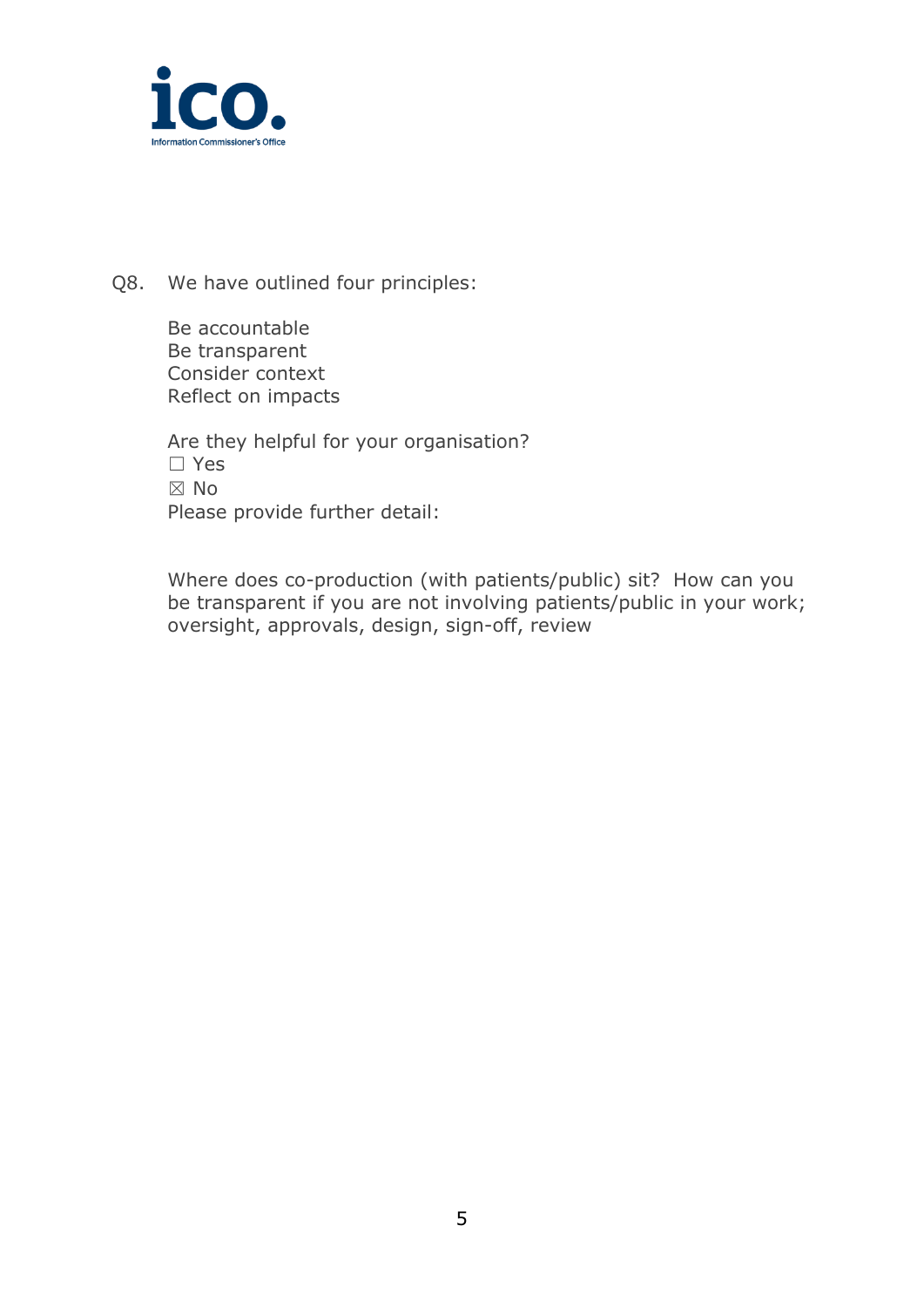Q8. We have outlined four principles:

Be accountable
Be transparent
Consider context
Reflect on impacts

Are they helpful for your organisation?

☐ Yes
☒ No

Please provide further detail:

Where does co-production (with patients/public) sit? How can you be transparent if you are not involving patients/public in your work; oversight, approvals, design, sign-off, review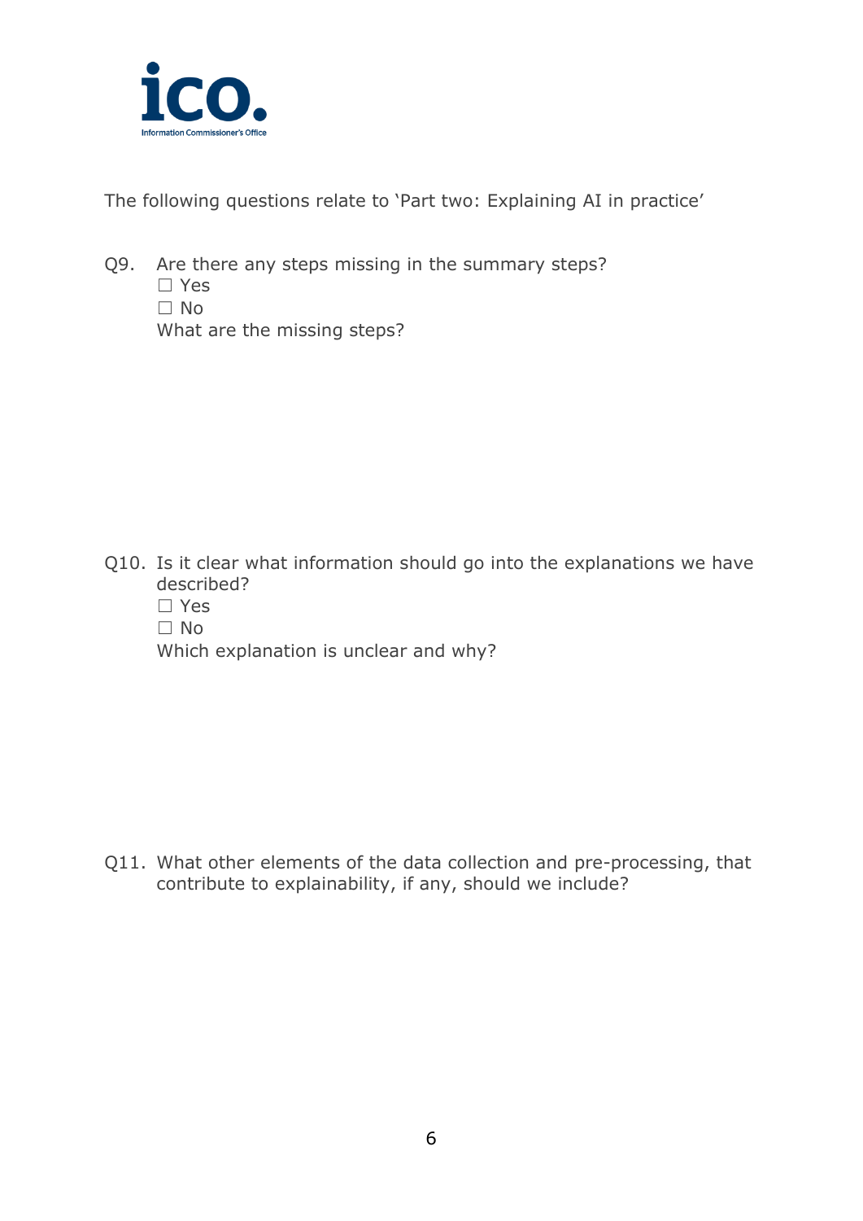The following questions relate to 'Part two: Explaining AI in practice'

Q9. Are there any steps missing in the summary steps?

☐ Yes

☐ No

What are the missing steps?

Q10. Is it clear what information should go into the explanations we have described?

☐ Yes

☐ No

Which explanation is unclear and why?

Q11. What other elements of the data collection and pre-processing, that contribute to explainability, if any, should we include?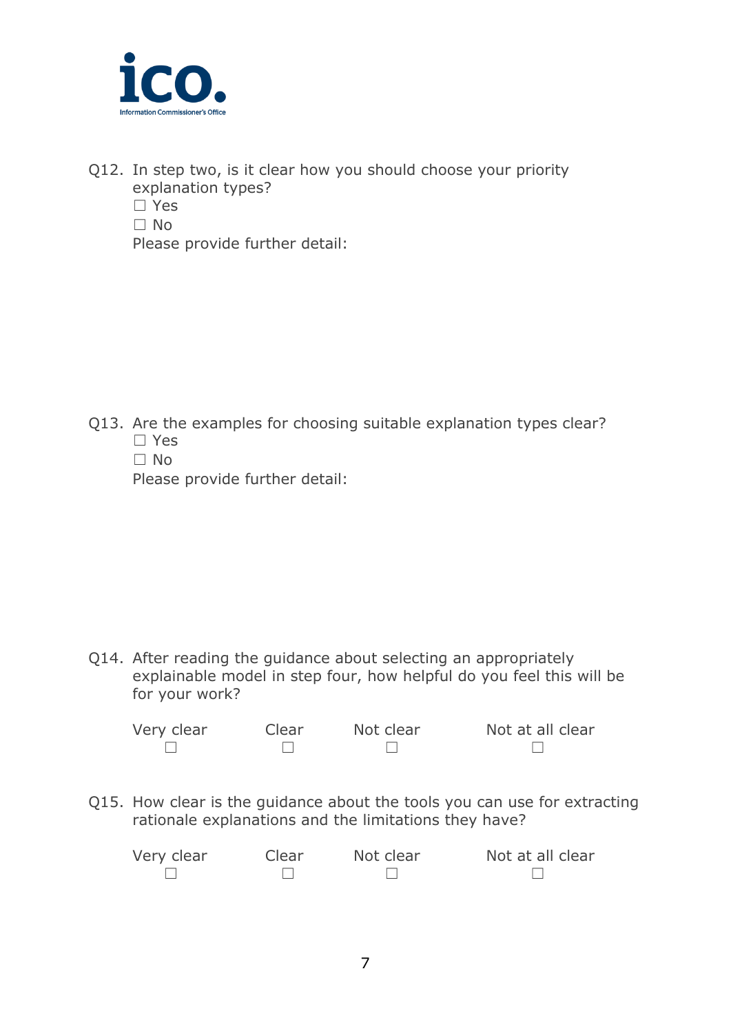Q12. In step two, is it clear how you should choose your priority explanation types?

☐ Yes
☐ No

Please provide further detail:

Q13. Are the examples for choosing suitable explanation types clear?

☐ Yes
☐ No

Please provide further detail:

Q14. After reading the guidance about selecting an appropriately explainable model in step four, how helpful do you feel this will be for your work?

| Very clear | Clear | Not clear | Not at all clear |
|---|---|---|---|
| ☐ | ☐ | ☐ | ☐ |

Q15. How clear is the guidance about the tools you can use for extracting rationale explanations and the limitations they have?

| Very clear | Clear | Not clear | Not at all clear |
|---|---|---|---|
| ☐ | ☐ | ☐ | ☐ |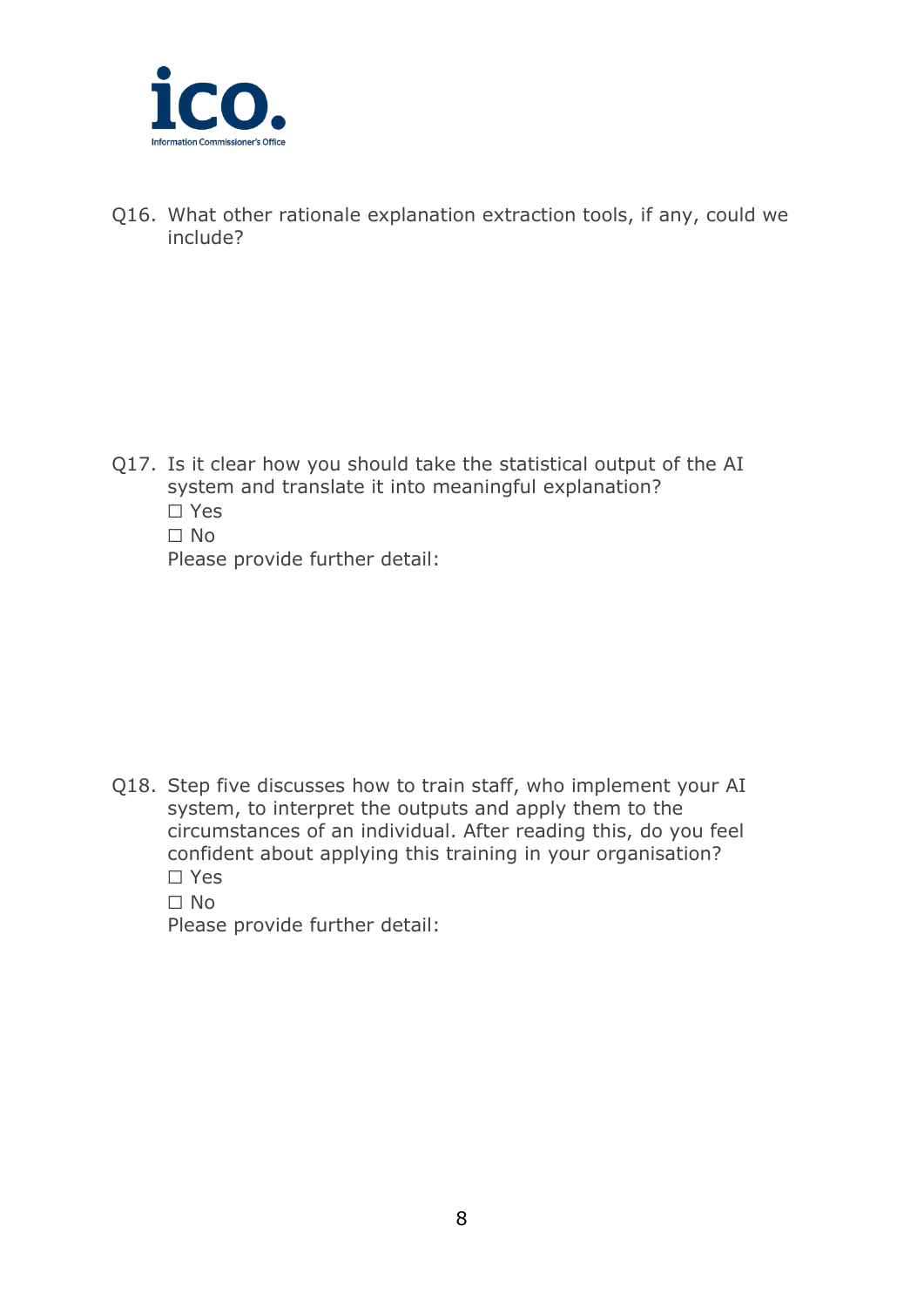Q16. What other rationale explanation extraction tools, if any, could we include?

Q17. Is it clear how you should take the statistical output of the AI system and translate it into meaningful explanation?

☐ Yes

☐ No

Please provide further detail:

Q18. Step five discusses how to train staff, who implement your AI system, to interpret the outputs and apply them to the circumstances of an individual. After reading this, do you feel confident about applying this training in your organisation?

☐ Yes

☐ No

Please provide further detail: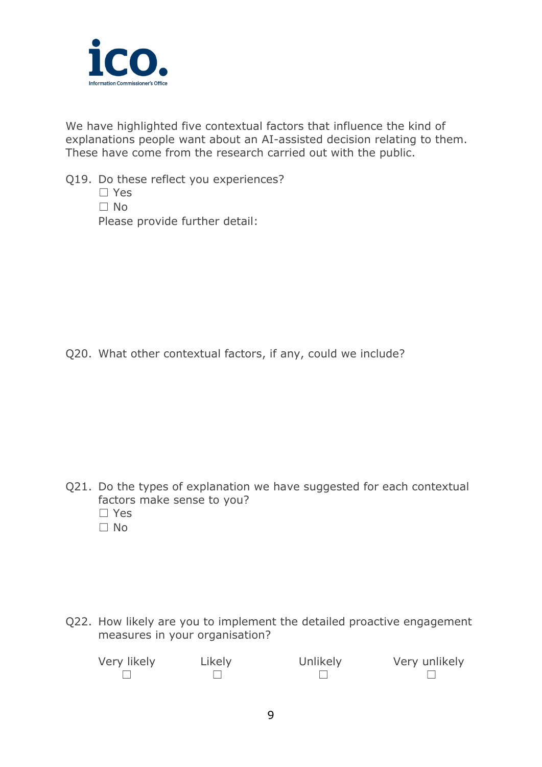We have highlighted five contextual factors that influence the kind of explanations people want about an AI-assisted decision relating to them. These have come from the research carried out with the public.

Q19. Do these reflect you experiences?

☐ Yes

☐ No

Please provide further detail:

Q20. What other contextual factors, if any, could we include?

Q21. Do the types of explanation we have suggested for each contextual factors make sense to you?

☐ Yes

☐ No

Q22. How likely are you to implement the detailed proactive engagement measures in your organisation?

| Very likely | Likely | Unlikely | Very unlikely |
|---|---|---|---|
| ☐ | ☐ | ☐ | ☐ |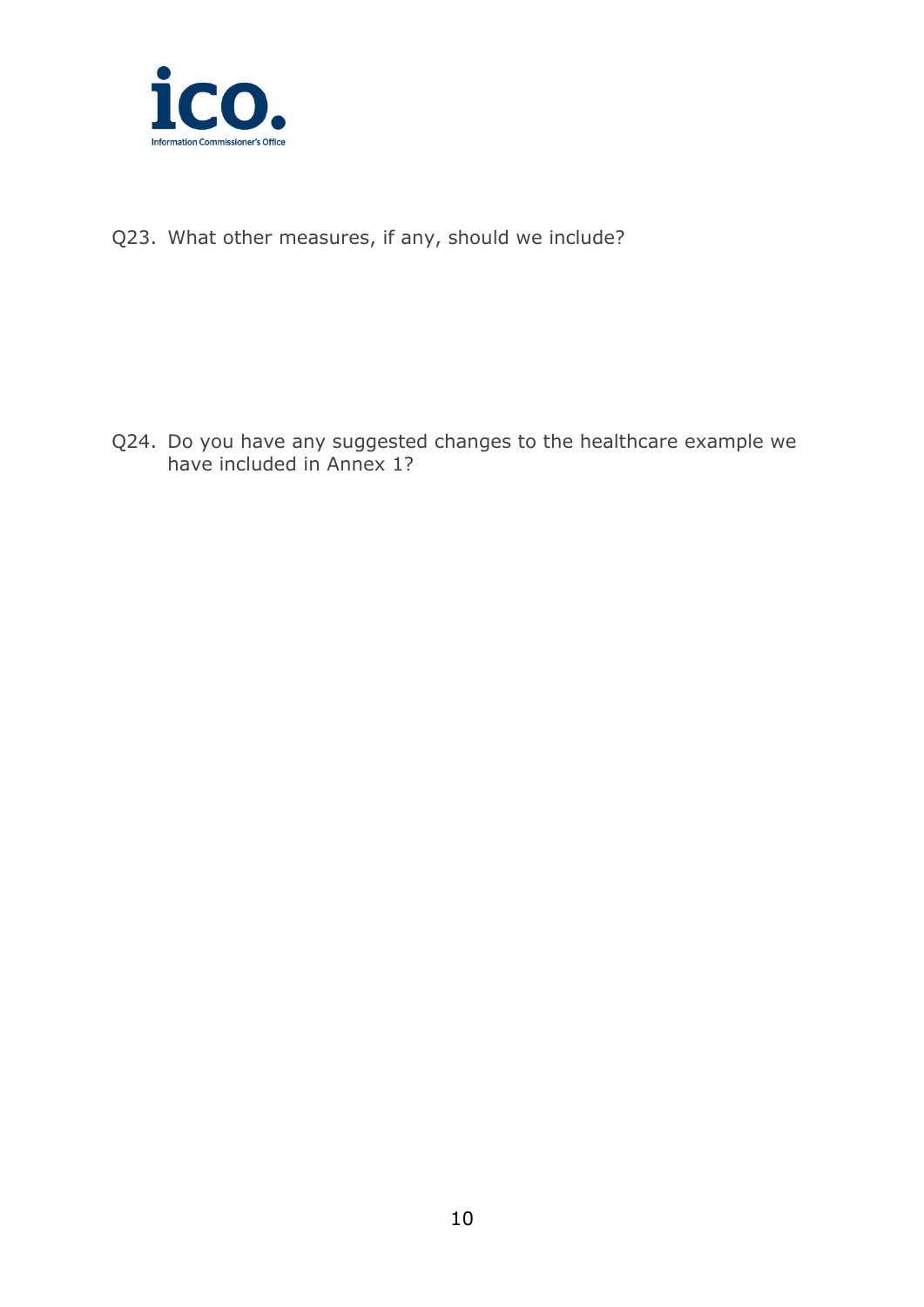Q23. What other measures, if any, should we include?

Q24. Do you have any suggested changes to the healthcare example we have included in Annex 1?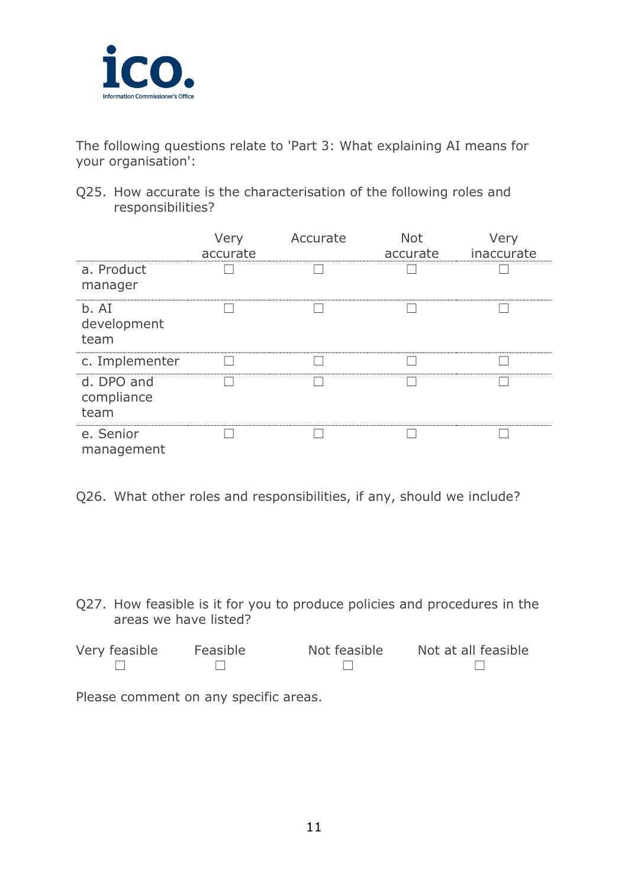The following questions relate to 'Part 3: What explaining AI means for your organisation':

Q25. How accurate is the characterisation of the following roles and responsibilities?

| | Very accurate | Accurate | Not accurate | Very inaccurate |
|---|---|---|---|---|
| a. Product manager | ☐ | ☐ | ☐ | ☐ |
| b. AI development team | ☐ | ☐ | ☐ | ☐ |
| c. Implementer | ☐ | ☐ | ☐ | ☐ |
| d. DPO and compliance team | ☐ | ☐ | ☐ | ☐ |
| e. Senior management | ☐ | ☐ | ☐ | ☐ |

Q26. What other roles and responsibilities, if any, should we include?

Q27. How feasible is it for you to produce policies and procedures in the areas we have listed?

| Very feasible | Feasible | Not feasible | Not at all feasible |
|---|---|---|---|
| ☐ | ☐ | ☐ | ☐ |

Please comment on any specific areas.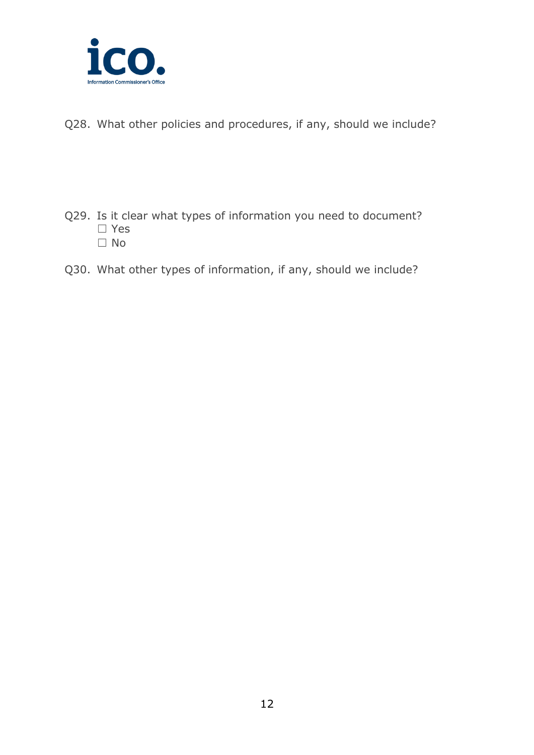Q28. What other policies and procedures, if any, should we include?

Q29. Is it clear what types of information you need to document?

☐ Yes

☐ No

Q30. What other types of information, if any, should we include?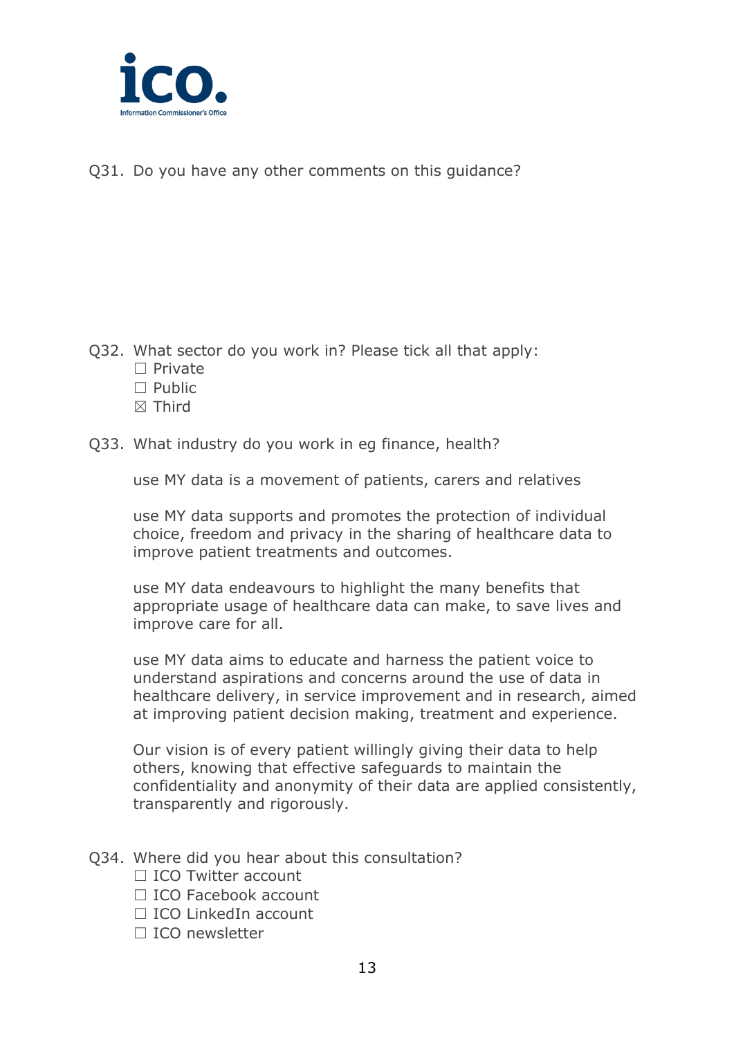Q31. Do you have any other comments on this guidance?

Q32. What sector do you work in? Please tick all that apply:

☐ Private
☐ Public
☒ Third

Q33. What industry do you work in eg finance, health?

use MY data is a movement of patients, carers and relatives

use MY data supports and promotes the protection of individual choice, freedom and privacy in the sharing of healthcare data to improve patient treatments and outcomes.

use MY data endeavours to highlight the many benefits that appropriate usage of healthcare data can make, to save lives and improve care for all.

use MY data aims to educate and harness the patient voice to understand aspirations and concerns around the use of data in healthcare delivery, in service improvement and in research, aimed at improving patient decision making, treatment and experience.

Our vision is of every patient willingly giving their data to help others, knowing that effective safeguards to maintain the confidentiality and anonymity of their data are applied consistently, transparently and rigorously.

Q34. Where did you hear about this consultation?

☐ ICO Twitter account
☐ ICO Facebook account
☐ ICO LinkedIn account
☐ ICO newsletter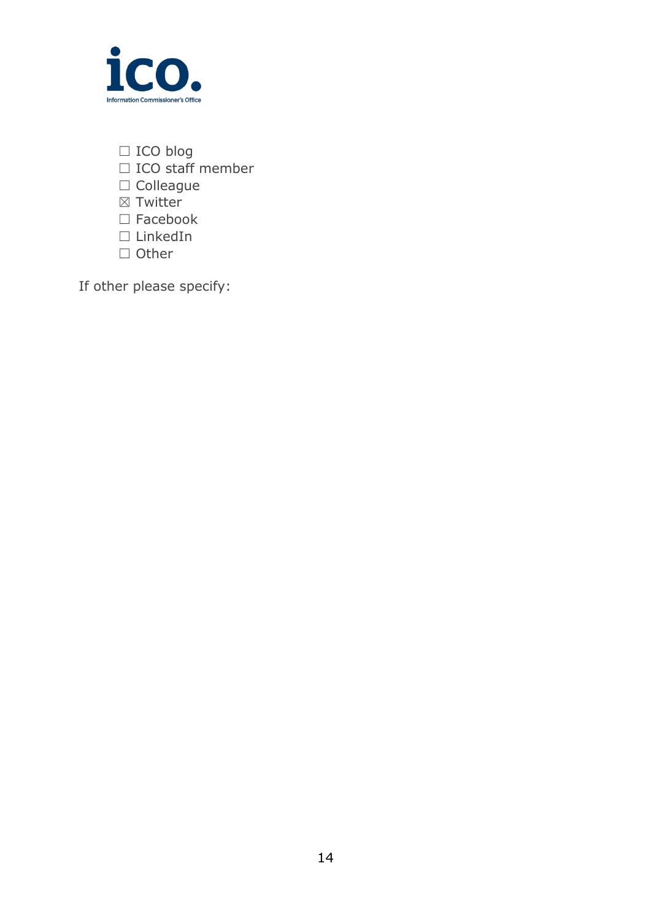- ☐ ICO blog
- ☐ ICO staff member
- ☐ Colleague
- ☒ Twitter
- ☐ Facebook
- ☐ LinkedIn
- ☐ Other

If other please specify: